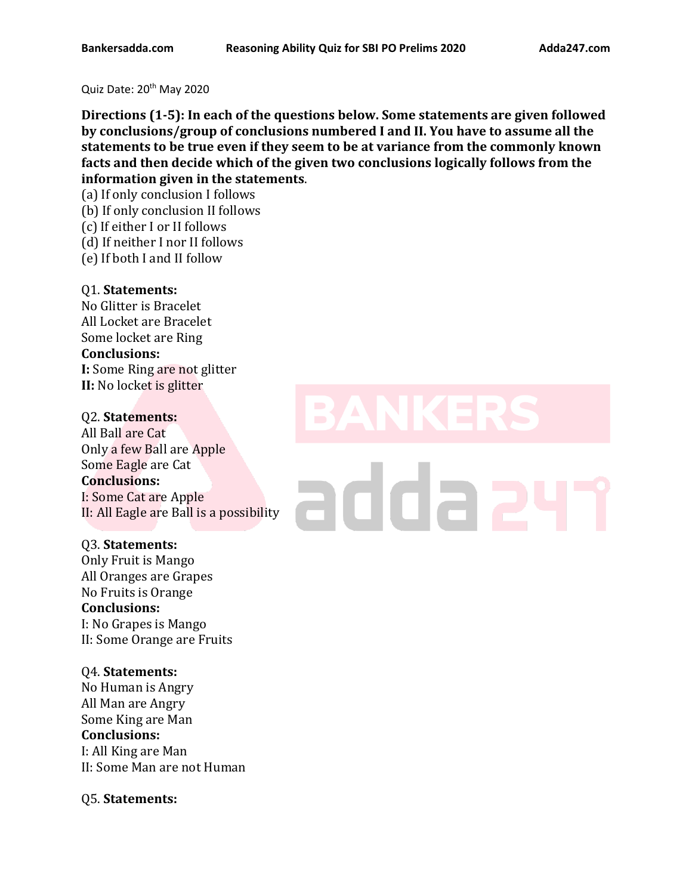Quiz Date: 20th May 2020

**Directions (1-5): In each of the questions below. Some statements are given followed by conclusions/group of conclusions numbered I and II. You have to assume all the statements to be true even if they seem to be at variance from the commonly known facts and then decide which of the given two conclusions logically follows from the information given in the statements**.

(a) If only conclusion I follows
(b) If only conclusion II follows
(c) If either I or II follows
(d) If neither I nor II follows
(e) If both I and II follow

Q1. **Statements:**
No Glitter is Bracelet
All Locket are Bracelet
Some locket are Ring
**Conclusions:**
**I:** Some Ring are not glitter
**II:** No locket is glitter

Q2. **Statements:**
All Ball are Cat
Only a few Ball are Apple
Some Eagle are Cat
**Conclusions:**
I: Some Cat are Apple
II: All Eagle are Ball is a possibility

Q3. **Statements:**
Only Fruit is Mango
All Oranges are Grapes
No Fruits is Orange
**Conclusions:**
I: No Grapes is Mango
II: Some Orange are Fruits

Q4. **Statements:**
No Human is Angry
All Man are Angry
Some King are Man
**Conclusions:**
I: All King are Man
II: Some Man are not Human

Q5. **Statements:**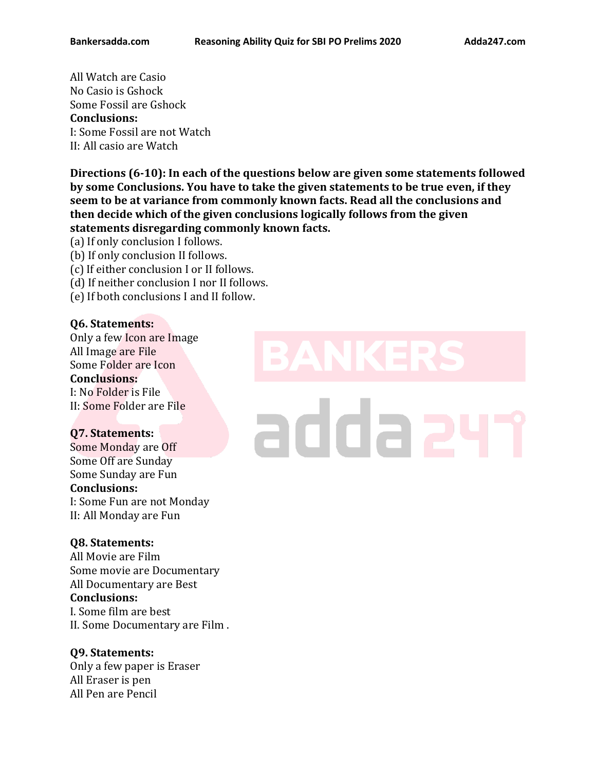All Watch are Casio
No Casio is Gshock
Some Fossil are Gshock
**Conclusions:**
I: Some Fossil are not Watch
II: All casio are Watch

**Directions (6-10): In each of the questions below are given some statements followed by some Conclusions. You have to take the given statements to be true even, if they seem to be at variance from commonly known facts. Read all the conclusions and then decide which of the given conclusions logically follows from the given statements disregarding commonly known facts.**

(a) If only conclusion I follows.
(b) If only conclusion II follows.
(c) If either conclusion I or II follows.
(d) If neither conclusion I nor II follows.
(e) If both conclusions I and II follow.

**Q6. Statements:**
Only a few Icon are Image
All Image are File
Some Folder are Icon
**Conclusions:**
I: No Folder is File
II: Some Folder are File

**Q7. Statements:**
Some Monday are Off
Some Off are Sunday
Some Sunday are Fun
**Conclusions:**
I: Some Fun are not Monday
II: All Monday are Fun

**Q8. Statements:**
All Movie are Film
Some movie are Documentary
All Documentary are Best
**Conclusions:**
I. Some film are best
II. Some Documentary are Film .

**Q9. Statements:**
Only a few paper is Eraser
All Eraser is pen
All Pen are Pencil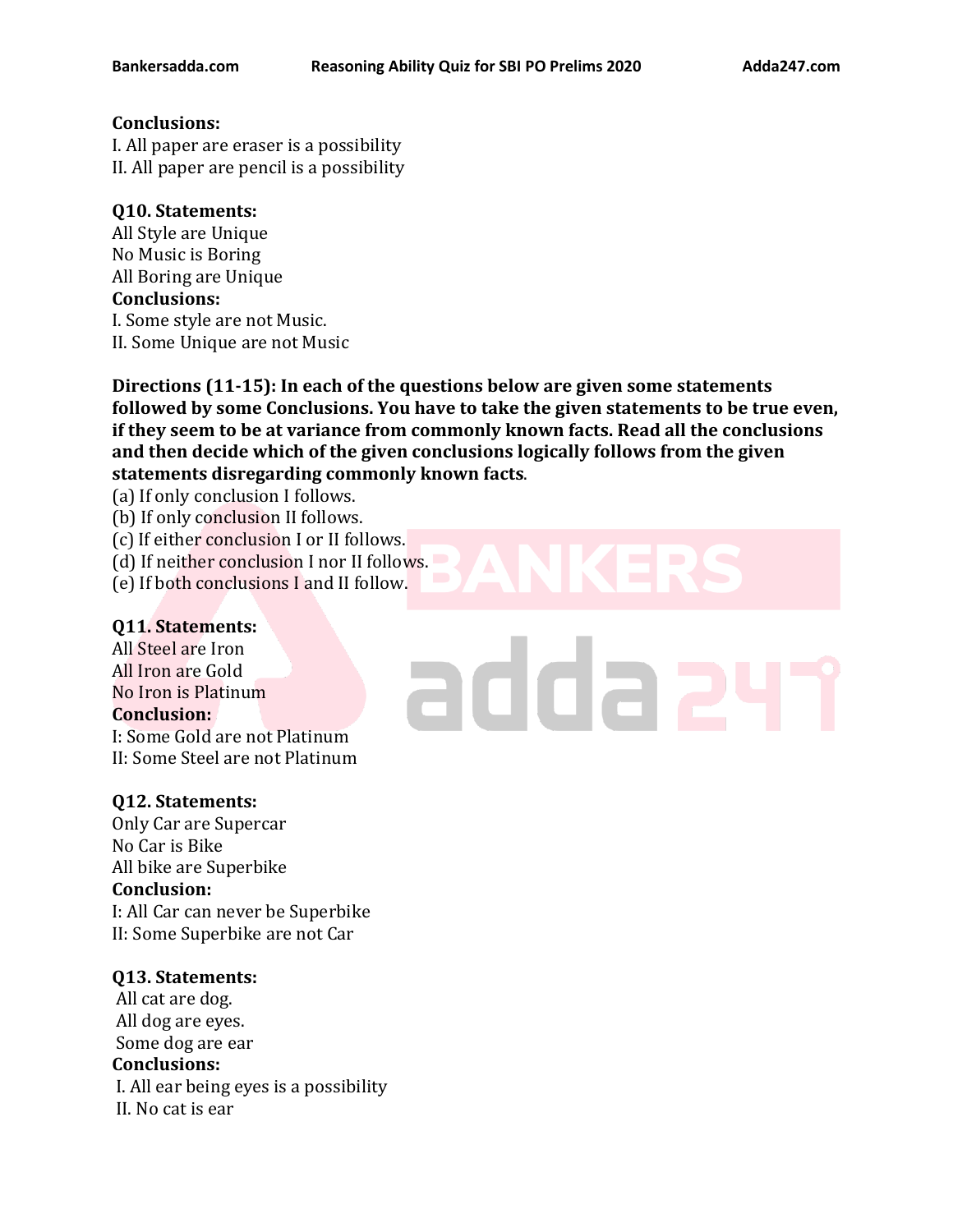**Conclusions:**
I. All paper are eraser is a possibility
II. All paper are pencil is a possibility

**Q10. Statements:**
All Style are Unique
No Music is Boring
All Boring are Unique
**Conclusions:**
I. Some style are not Music.
II. Some Unique are not Music

**Directions (11-15): In each of the questions below are given some statements followed by some Conclusions. You have to take the given statements to be true even, if they seem to be at variance from commonly known facts. Read all the conclusions and then decide which of the given conclusions logically follows from the given statements disregarding commonly known facts**.

(a) If only conclusion I follows.
(b) If only conclusion II follows.
(c) If either conclusion I or II follows.
(d) If neither conclusion I nor II follows.
(e) If both conclusions I and II follow.

**Q11. Statements:**
All Steel are Iron
All Iron are Gold
No Iron is Platinum
**Conclusion:**
I: Some Gold are not Platinum
II: Some Steel are not Platinum

**Q12. Statements:**
Only Car are Supercar
No Car is Bike
All bike are Superbike
**Conclusion:**
I: All Car can never be Superbike
II: Some Superbike are not Car

**Q13. Statements:**
All cat are dog.
All dog are eyes.
Some dog are ear
**Conclusions:**
I. All ear being eyes is a possibility
II. No cat is ear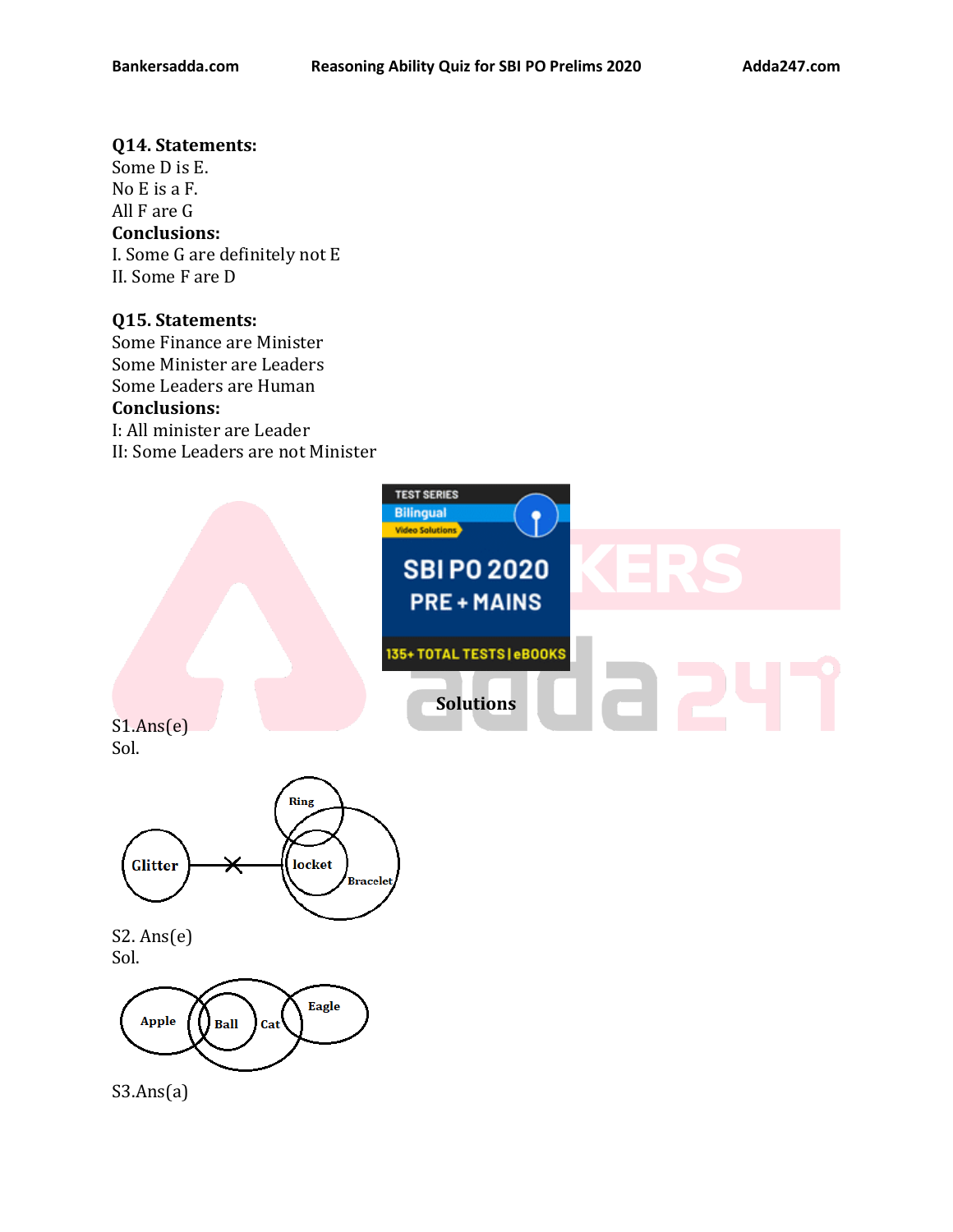**Q14. Statements:**
Some D is E.
No E is a F.
All F are G
**Conclusions:**
I. Some G are definitely not E
II. Some F are D

**Q15. Statements:**
Some Finance are Minister
Some Minister are Leaders
Some Leaders are Human
**Conclusions:**
I: All minister are Leader
II: Some Leaders are not Minister

**Solutions**

S1.Ans(e)
Sol.

S2. Ans(e)
Sol.

S3.Ans(a)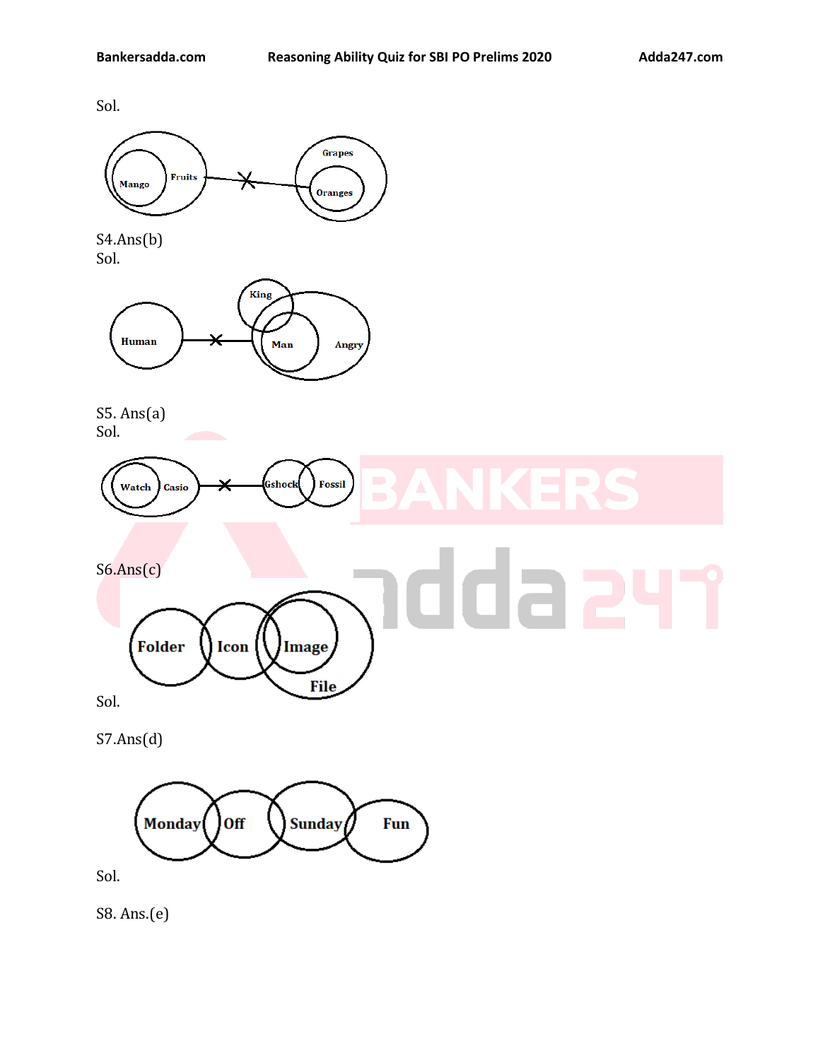Sol.

S4.Ans(b)

Sol.

S5. Ans(a)

Sol.

S6.Ans(c)

Sol.

S7.Ans(d)

Sol.

S8. Ans.(e)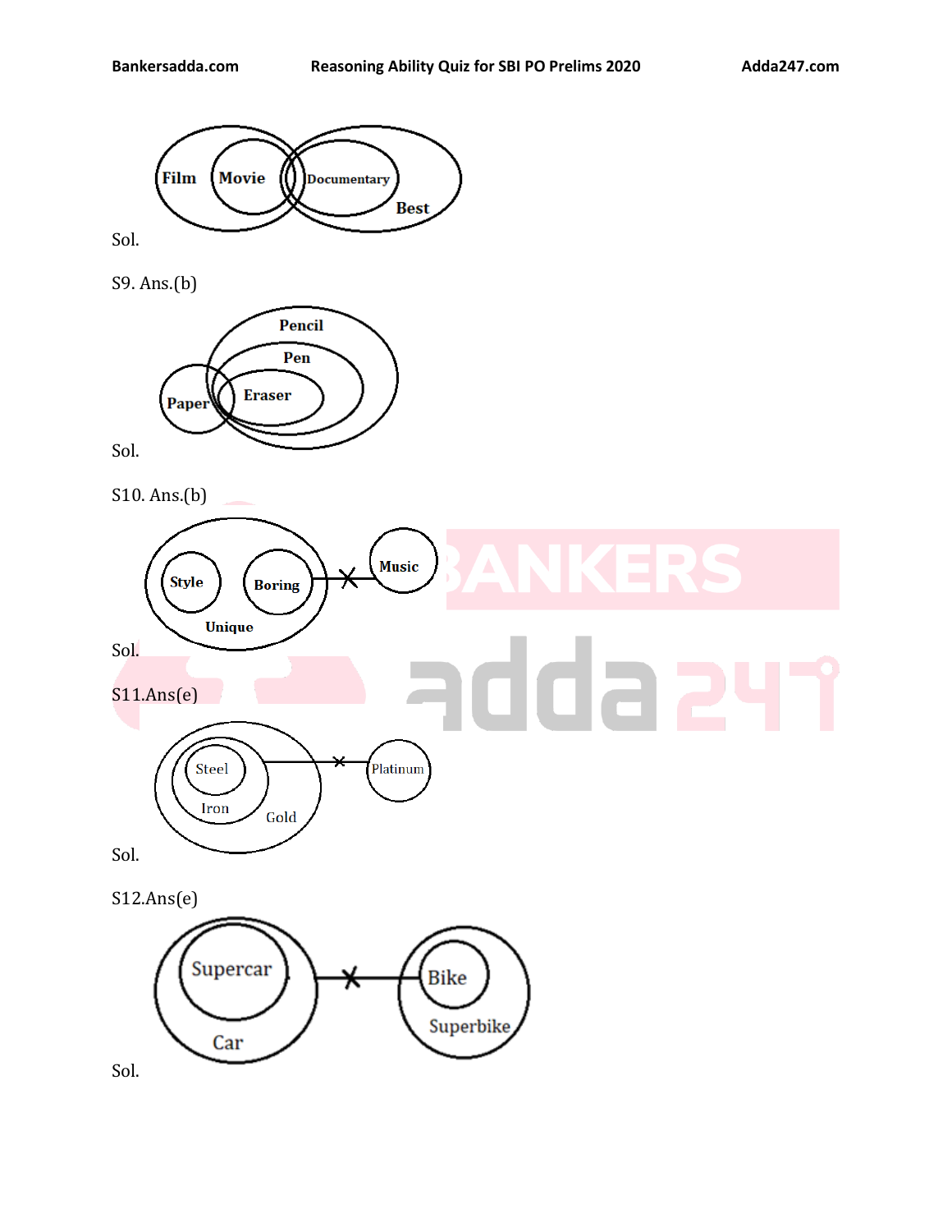Sol.

S9. Ans.(b)

Sol.

S10. Ans.(b)

Sol.

S11.Ans(e)

Sol.

S12.Ans(e)

Sol.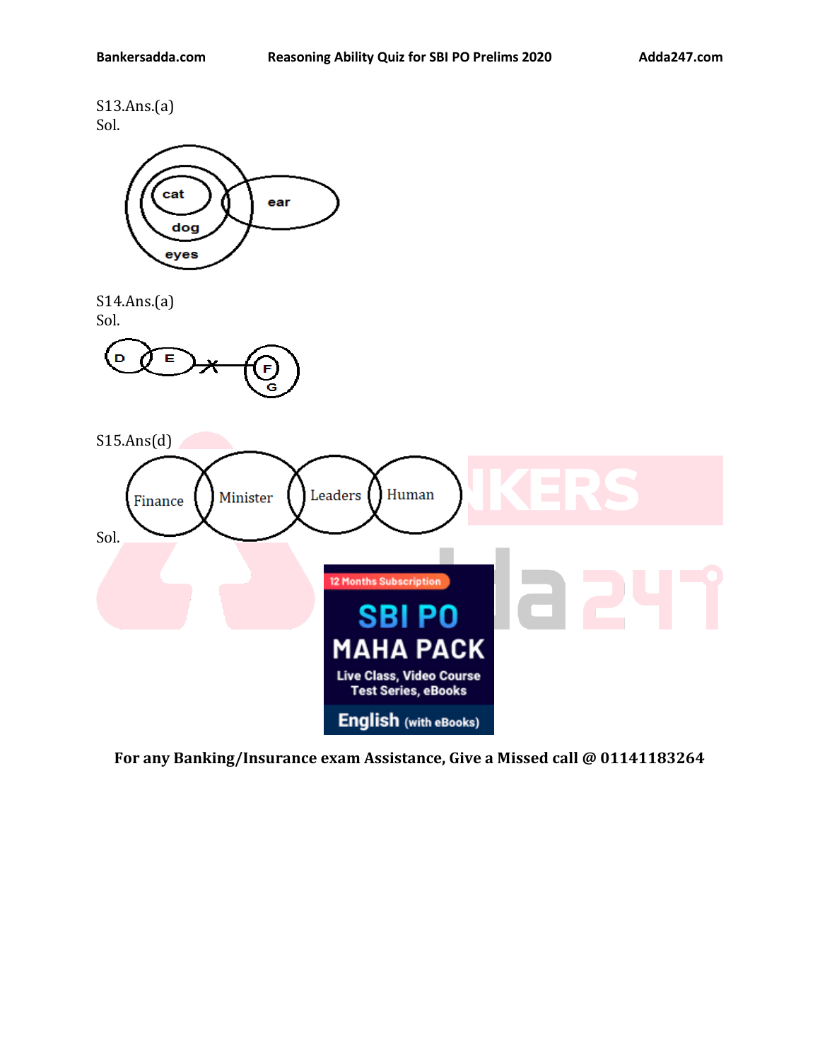S13.Ans.(a)

Sol.

cat

dog

eyes

ear

S14.Ans.(a)

Sol.

D

E

F

G

S15.Ans(d)

Finance

Minister

Leaders

Human

Sol.

12 Months Subscription

SBI PO MAHA PACK

Live Class, Video Course Test Series, eBooks

English (with eBooks)

**For any Banking/Insurance exam Assistance, Give a Missed call @ 01141183264**